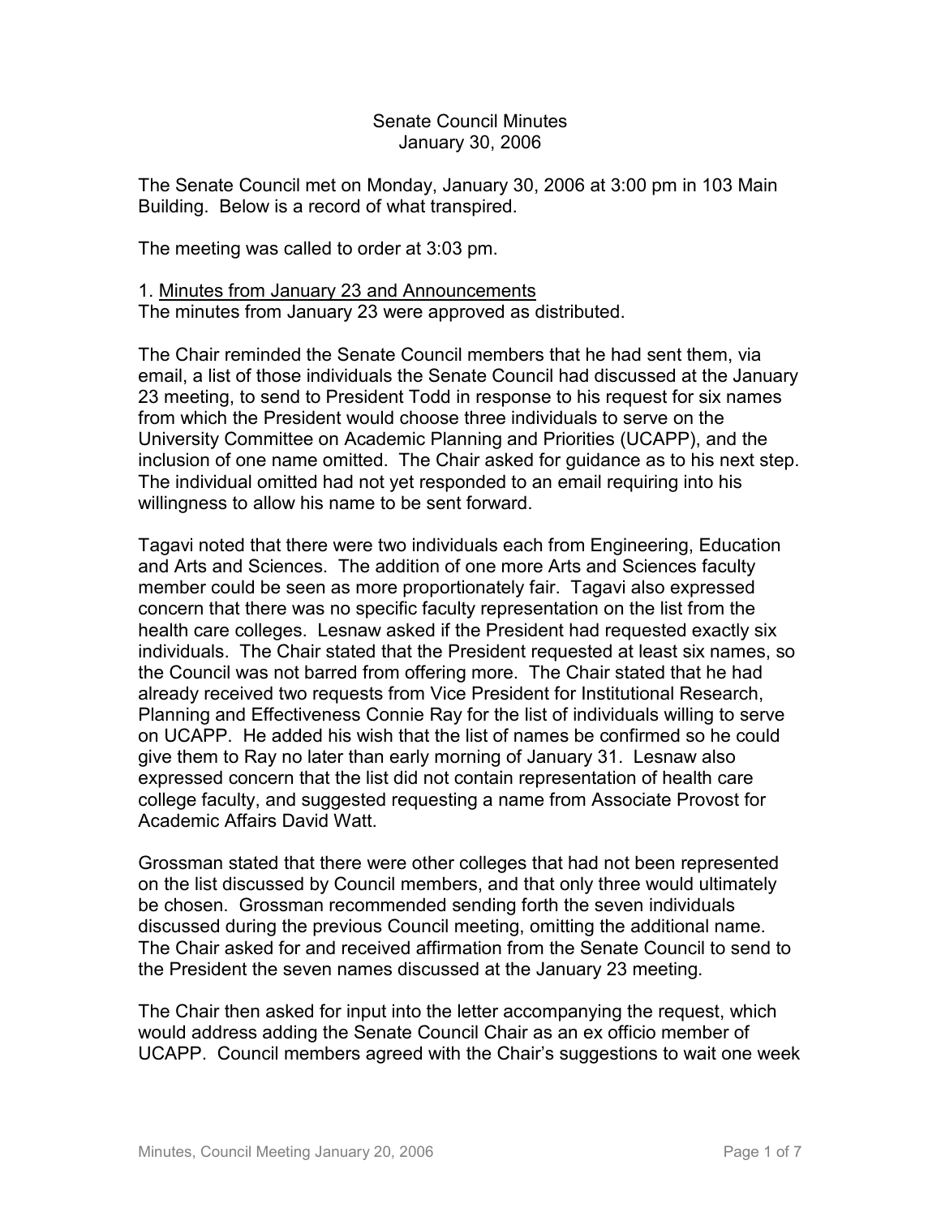# Senate Council Minutes
## January 30, 2006

The Senate Council met on Monday, January 30, 2006 at 3:00 pm in 103 Main Building. Below is a record of what transpired.

The meeting was called to order at 3:03 pm.

1. Minutes from January 23 and Announcements

The minutes from January 23 were approved as distributed.

The Chair reminded the Senate Council members that he had sent them, via email, a list of those individuals the Senate Council had discussed at the January 23 meeting, to send to President Todd in response to his request for six names from which the President would choose three individuals to serve on the University Committee on Academic Planning and Priorities (UCAPP), and the inclusion of one name omitted. The Chair asked for guidance as to his next step. The individual omitted had not yet responded to an email requiring into his willingness to allow his name to be sent forward.

Tagavi noted that there were two individuals each from Engineering, Education and Arts and Sciences. The addition of one more Arts and Sciences faculty member could be seen as more proportionately fair. Tagavi also expressed concern that there was no specific faculty representation on the list from the health care colleges. Lesnaw asked if the President had requested exactly six individuals. The Chair stated that the President requested at least six names, so the Council was not barred from offering more. The Chair stated that he had already received two requests from Vice President for Institutional Research, Planning and Effectiveness Connie Ray for the list of individuals willing to serve on UCAPP. He added his wish that the list of names be confirmed so he could give them to Ray no later than early morning of January 31. Lesnaw also expressed concern that the list did not contain representation of health care college faculty, and suggested requesting a name from Associate Provost for Academic Affairs David Watt.

Grossman stated that there were other colleges that had not been represented on the list discussed by Council members, and that only three would ultimately be chosen. Grossman recommended sending forth the seven individuals discussed during the previous Council meeting, omitting the additional name. The Chair asked for and received affirmation from the Senate Council to send to the President the seven names discussed at the January 23 meeting.

The Chair then asked for input into the letter accompanying the request, which would address adding the Senate Council Chair as an ex officio member of UCAPP. Council members agreed with the Chair's suggestions to wait one week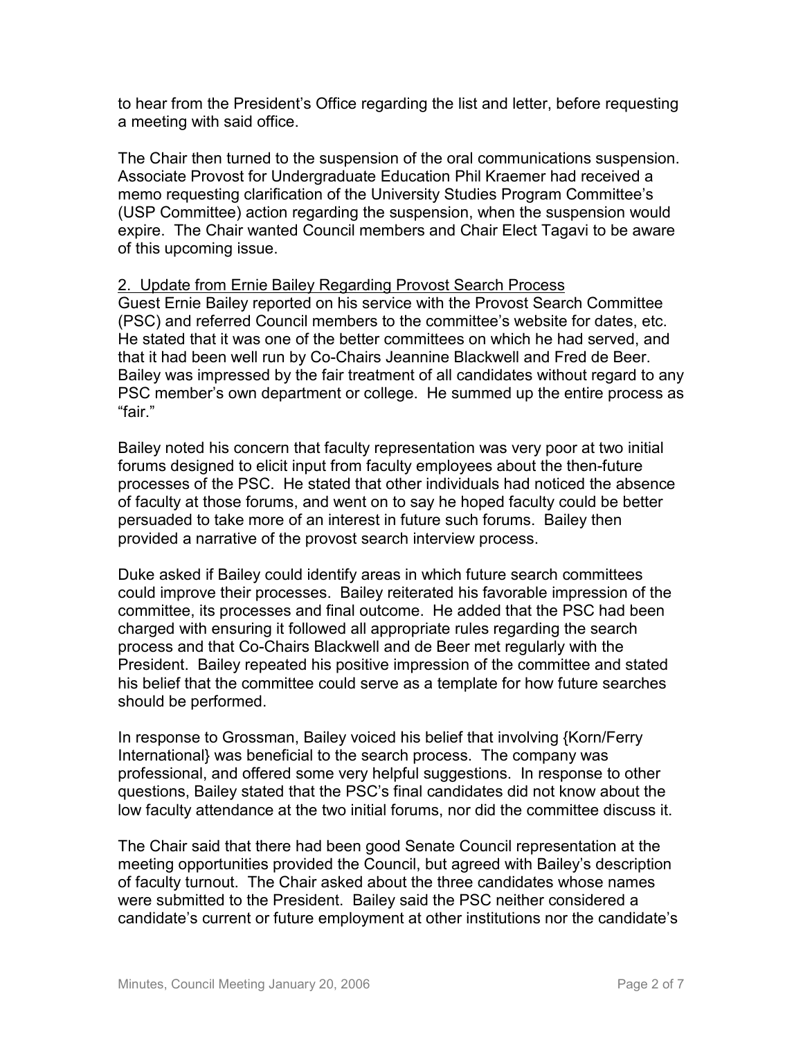to hear from the President's Office regarding the list and letter, before requesting a meeting with said office.

The Chair then turned to the suspension of the oral communications suspension. Associate Provost for Undergraduate Education Phil Kraemer had received a memo requesting clarification of the University Studies Program Committee's (USP Committee) action regarding the suspension, when the suspension would expire. The Chair wanted Council members and Chair Elect Tagavi to be aware of this upcoming issue.

2. Update from Ernie Bailey Regarding Provost Search Process

Guest Ernie Bailey reported on his service with the Provost Search Committee (PSC) and referred Council members to the committee's website for dates, etc. He stated that it was one of the better committees on which he had served, and that it had been well run by Co-Chairs Jeannine Blackwell and Fred de Beer. Bailey was impressed by the fair treatment of all candidates without regard to any PSC member's own department or college. He summed up the entire process as "fair."

Bailey noted his concern that faculty representation was very poor at two initial forums designed to elicit input from faculty employees about the then-future processes of the PSC. He stated that other individuals had noticed the absence of faculty at those forums, and went on to say he hoped faculty could be better persuaded to take more of an interest in future such forums. Bailey then provided a narrative of the provost search interview process.

Duke asked if Bailey could identify areas in which future search committees could improve their processes. Bailey reiterated his favorable impression of the committee, its processes and final outcome. He added that the PSC had been charged with ensuring it followed all appropriate rules regarding the search process and that Co-Chairs Blackwell and de Beer met regularly with the President. Bailey repeated his positive impression of the committee and stated his belief that the committee could serve as a template for how future searches should be performed.

In response to Grossman, Bailey voiced his belief that involving {Korn/Ferry International} was beneficial to the search process. The company was professional, and offered some very helpful suggestions. In response to other questions, Bailey stated that the PSC's final candidates did not know about the low faculty attendance at the two initial forums, nor did the committee discuss it.

The Chair said that there had been good Senate Council representation at the meeting opportunities provided the Council, but agreed with Bailey's description of faculty turnout. The Chair asked about the three candidates whose names were submitted to the President. Bailey said the PSC neither considered a candidate's current or future employment at other institutions nor the candidate's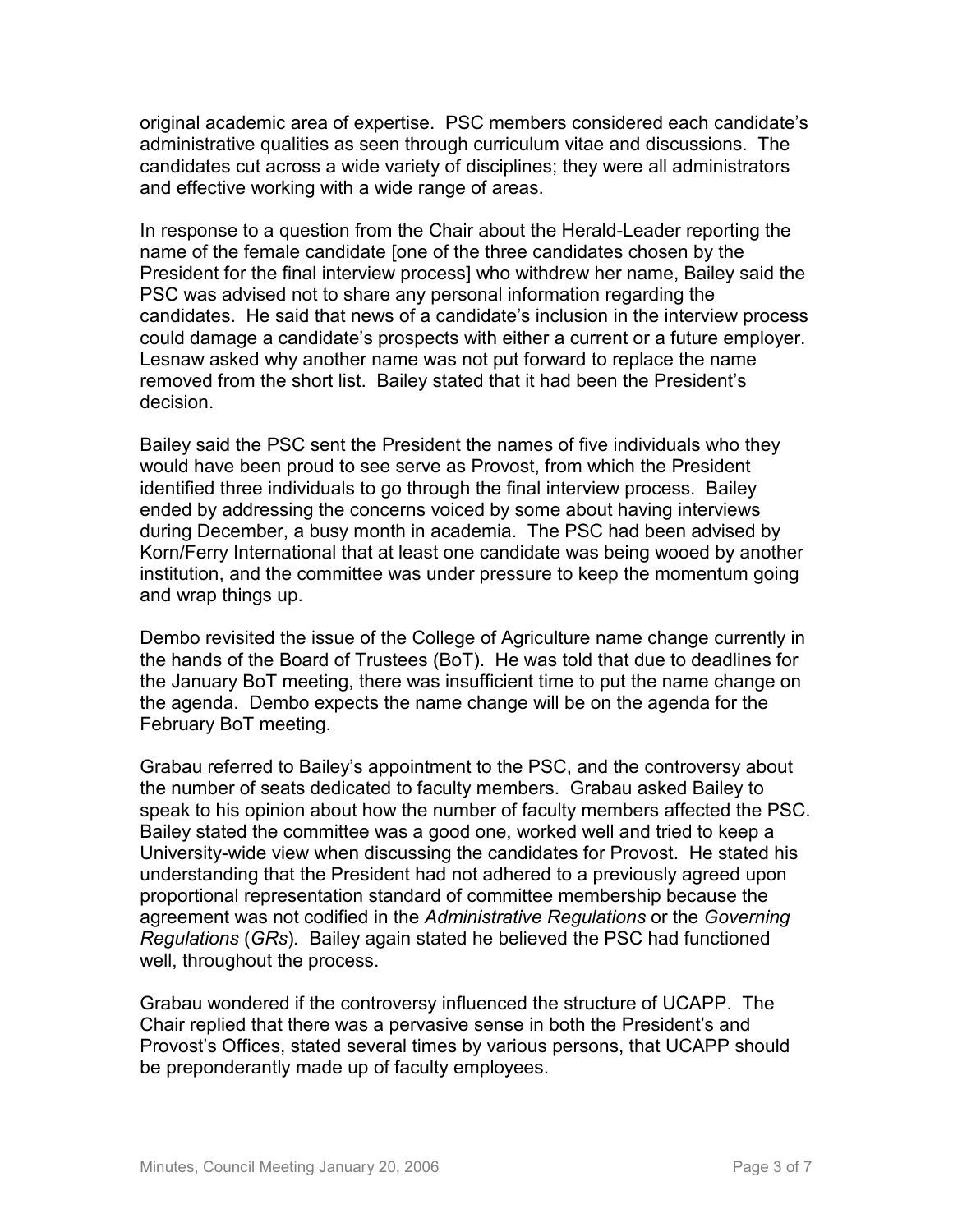original academic area of expertise. PSC members considered each candidate's administrative qualities as seen through curriculum vitae and discussions. The candidates cut across a wide variety of disciplines; they were all administrators and effective working with a wide range of areas.

In response to a question from the Chair about the Herald-Leader reporting the name of the female candidate [one of the three candidates chosen by the President for the final interview process] who withdrew her name, Bailey said the PSC was advised not to share any personal information regarding the candidates. He said that news of a candidate's inclusion in the interview process could damage a candidate's prospects with either a current or a future employer. Lesnaw asked why another name was not put forward to replace the name removed from the short list. Bailey stated that it had been the President's decision.

Bailey said the PSC sent the President the names of five individuals who they would have been proud to see serve as Provost, from which the President identified three individuals to go through the final interview process. Bailey ended by addressing the concerns voiced by some about having interviews during December, a busy month in academia. The PSC had been advised by Korn/Ferry International that at least one candidate was being wooed by another institution, and the committee was under pressure to keep the momentum going and wrap things up.

Dembo revisited the issue of the College of Agriculture name change currently in the hands of the Board of Trustees (BoT). He was told that due to deadlines for the January BoT meeting, there was insufficient time to put the name change on the agenda. Dembo expects the name change will be on the agenda for the February BoT meeting.

Grabau referred to Bailey's appointment to the PSC, and the controversy about the number of seats dedicated to faculty members. Grabau asked Bailey to speak to his opinion about how the number of faculty members affected the PSC. Bailey stated the committee was a good one, worked well and tried to keep a University-wide view when discussing the candidates for Provost. He stated his understanding that the President had not adhered to a previously agreed upon proportional representation standard of committee membership because the agreement was not codified in the *Administrative Regulations* or the *Governing Regulations* (*GRs*). Bailey again stated he believed the PSC had functioned well, throughout the process.

Grabau wondered if the controversy influenced the structure of UCAPP. The Chair replied that there was a pervasive sense in both the President's and Provost's Offices, stated several times by various persons, that UCAPP should be preponderantly made up of faculty employees.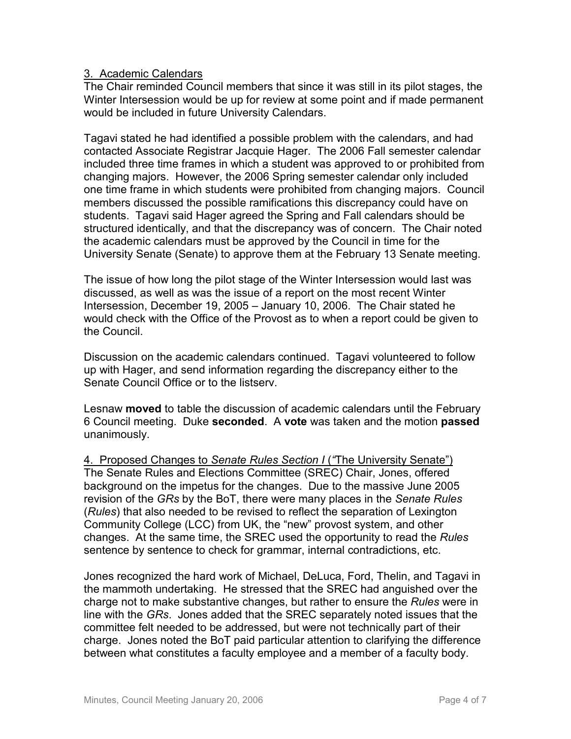3. Academic Calendars

The Chair reminded Council members that since it was still in its pilot stages, the Winter Intersession would be up for review at some point and if made permanent would be included in future University Calendars.

Tagavi stated he had identified a possible problem with the calendars, and had contacted Associate Registrar Jacquie Hager. The 2006 Fall semester calendar included three time frames in which a student was approved to or prohibited from changing majors. However, the 2006 Spring semester calendar only included one time frame in which students were prohibited from changing majors. Council members discussed the possible ramifications this discrepancy could have on students. Tagavi said Hager agreed the Spring and Fall calendars should be structured identically, and that the discrepancy was of concern. The Chair noted the academic calendars must be approved by the Council in time for the University Senate (Senate) to approve them at the February 13 Senate meeting.

The issue of how long the pilot stage of the Winter Intersession would last was discussed, as well as was the issue of a report on the most recent Winter Intersession, December 19, 2005 – January 10, 2006. The Chair stated he would check with the Office of the Provost as to when a report could be given to the Council.

Discussion on the academic calendars continued. Tagavi volunteered to follow up with Hager, and send information regarding the discrepancy either to the Senate Council Office or to the listserv.

Lesnaw **moved** to table the discussion of academic calendars until the February 6 Council meeting. Duke **seconded**. A **vote** was taken and the motion **passed** unanimously.

4. Proposed Changes to *Senate Rules Section I* (*"*The University Senate")

The Senate Rules and Elections Committee (SREC) Chair, Jones, offered background on the impetus for the changes. Due to the massive June 2005 revision of the *GRs* by the BoT, there were many places in the *Senate Rules* (*Rules*) that also needed to be revised to reflect the separation of Lexington Community College (LCC) from UK, the "new" provost system, and other changes. At the same time, the SREC used the opportunity to read the *Rules* sentence by sentence to check for grammar, internal contradictions, etc.

Jones recognized the hard work of Michael, DeLuca, Ford, Thelin, and Tagavi in the mammoth undertaking. He stressed that the SREC had anguished over the charge not to make substantive changes, but rather to ensure the *Rules* were in line with the *GRs*. Jones added that the SREC separately noted issues that the committee felt needed to be addressed, but were not technically part of their charge. Jones noted the BoT paid particular attention to clarifying the difference between what constitutes a faculty employee and a member of a faculty body.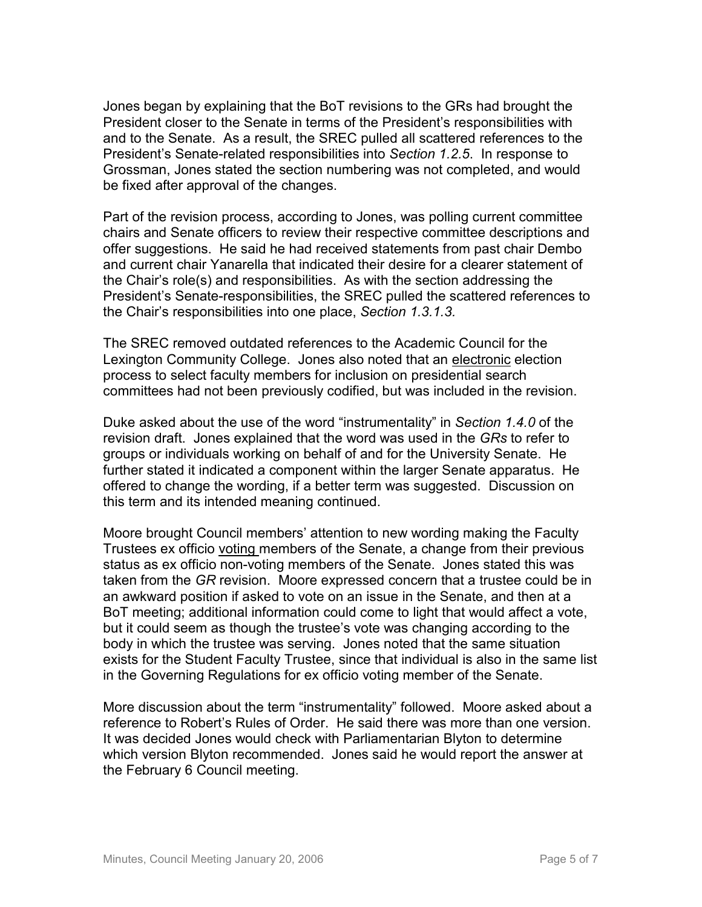Jones began by explaining that the BoT revisions to the GRs had brought the President closer to the Senate in terms of the President's responsibilities with and to the Senate. As a result, the SREC pulled all scattered references to the President's Senate-related responsibilities into *Section 1.2.5*. In response to Grossman, Jones stated the section numbering was not completed, and would be fixed after approval of the changes.

Part of the revision process, according to Jones, was polling current committee chairs and Senate officers to review their respective committee descriptions and offer suggestions. He said he had received statements from past chair Dembo and current chair Yanarella that indicated their desire for a clearer statement of the Chair's role(s) and responsibilities. As with the section addressing the President's Senate-responsibilities, the SREC pulled the scattered references to the Chair's responsibilities into one place, *Section 1.3.1.3.*

The SREC removed outdated references to the Academic Council for the Lexington Community College. Jones also noted that an electronic election process to select faculty members for inclusion on presidential search committees had not been previously codified, but was included in the revision.

Duke asked about the use of the word "instrumentality" in *Section 1.4.0* of the revision draft. Jones explained that the word was used in the *GRs* to refer to groups or individuals working on behalf of and for the University Senate. He further stated it indicated a component within the larger Senate apparatus. He offered to change the wording, if a better term was suggested. Discussion on this term and its intended meaning continued.

Moore brought Council members' attention to new wording making the Faculty Trustees ex officio voting members of the Senate, a change from their previous status as ex officio non-voting members of the Senate. Jones stated this was taken from the *GR* revision. Moore expressed concern that a trustee could be in an awkward position if asked to vote on an issue in the Senate, and then at a BoT meeting; additional information could come to light that would affect a vote, but it could seem as though the trustee's vote was changing according to the body in which the trustee was serving. Jones noted that the same situation exists for the Student Faculty Trustee, since that individual is also in the same list in the Governing Regulations for ex officio voting member of the Senate.

More discussion about the term "instrumentality" followed. Moore asked about a reference to Robert's Rules of Order. He said there was more than one version. It was decided Jones would check with Parliamentarian Blyton to determine which version Blyton recommended. Jones said he would report the answer at the February 6 Council meeting.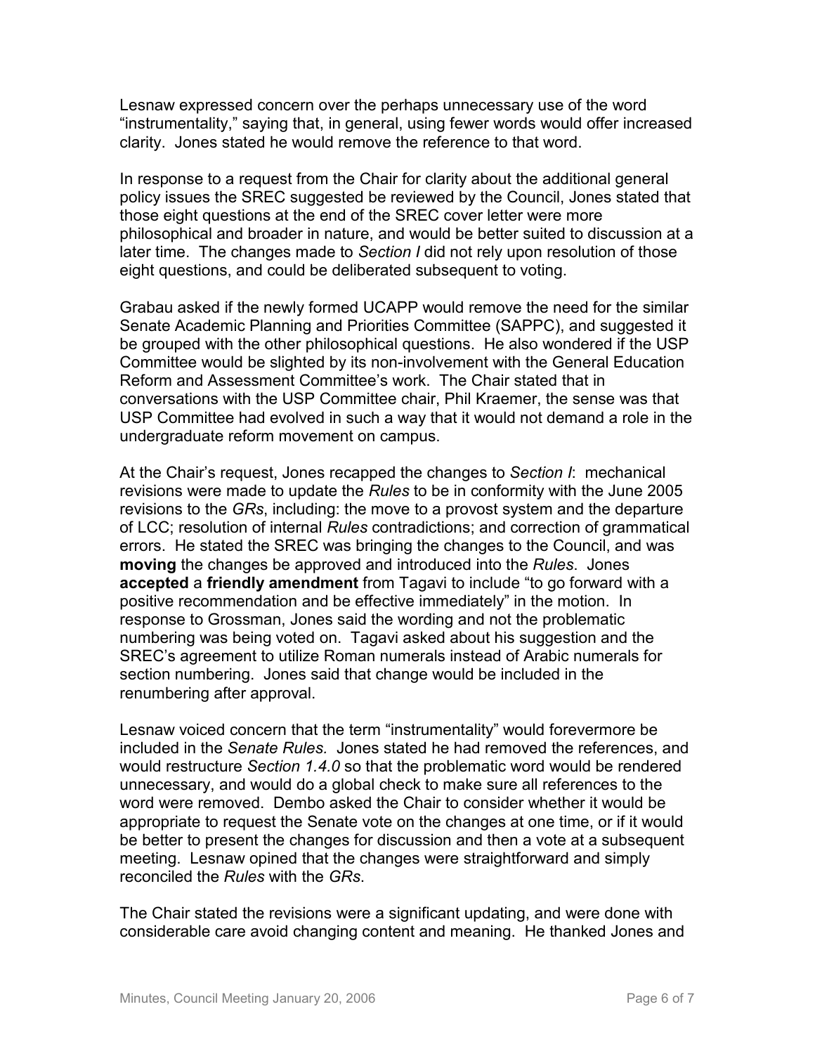Lesnaw expressed concern over the perhaps unnecessary use of the word "instrumentality," saying that, in general, using fewer words would offer increased clarity. Jones stated he would remove the reference to that word.

In response to a request from the Chair for clarity about the additional general policy issues the SREC suggested be reviewed by the Council, Jones stated that those eight questions at the end of the SREC cover letter were more philosophical and broader in nature, and would be better suited to discussion at a later time. The changes made to *Section I* did not rely upon resolution of those eight questions, and could be deliberated subsequent to voting.

Grabau asked if the newly formed UCAPP would remove the need for the similar Senate Academic Planning and Priorities Committee (SAPPC), and suggested it be grouped with the other philosophical questions. He also wondered if the USP Committee would be slighted by its non-involvement with the General Education Reform and Assessment Committee's work. The Chair stated that in conversations with the USP Committee chair, Phil Kraemer, the sense was that USP Committee had evolved in such a way that it would not demand a role in the undergraduate reform movement on campus.

At the Chair's request, Jones recapped the changes to *Section I*: mechanical revisions were made to update the *Rules* to be in conformity with the June 2005 revisions to the *GRs*, including: the move to a provost system and the departure of LCC; resolution of internal *Rules* contradictions; and correction of grammatical errors. He stated the SREC was bringing the changes to the Council, and was **moving** the changes be approved and introduced into the *Rules*. Jones **accepted** a **friendly amendment** from Tagavi to include "to go forward with a positive recommendation and be effective immediately" in the motion. In response to Grossman, Jones said the wording and not the problematic numbering was being voted on. Tagavi asked about his suggestion and the SREC's agreement to utilize Roman numerals instead of Arabic numerals for section numbering. Jones said that change would be included in the renumbering after approval.

Lesnaw voiced concern that the term "instrumentality" would forevermore be included in the *Senate Rules.* Jones stated he had removed the references, and would restructure *Section 1.4.0* so that the problematic word would be rendered unnecessary, and would do a global check to make sure all references to the word were removed. Dembo asked the Chair to consider whether it would be appropriate to request the Senate vote on the changes at one time, or if it would be better to present the changes for discussion and then a vote at a subsequent meeting. Lesnaw opined that the changes were straightforward and simply reconciled the *Rules* with the *GRs*.

The Chair stated the revisions were a significant updating, and were done with considerable care avoid changing content and meaning. He thanked Jones and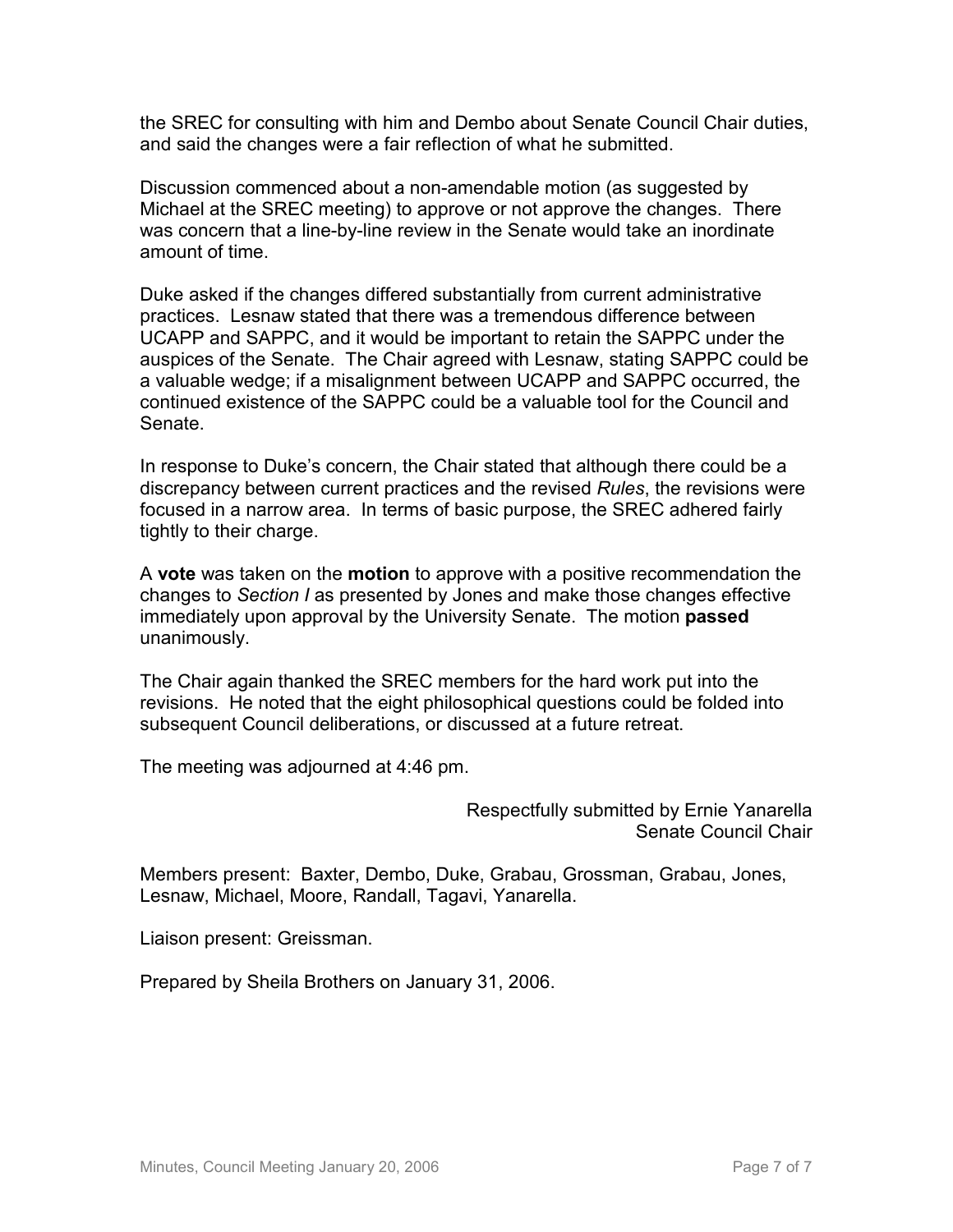the SREC for consulting with him and Dembo about Senate Council Chair duties, and said the changes were a fair reflection of what he submitted.

Discussion commenced about a non-amendable motion (as suggested by Michael at the SREC meeting) to approve or not approve the changes. There was concern that a line-by-line review in the Senate would take an inordinate amount of time.

Duke asked if the changes differed substantially from current administrative practices. Lesnaw stated that there was a tremendous difference between UCAPP and SAPPC, and it would be important to retain the SAPPC under the auspices of the Senate. The Chair agreed with Lesnaw, stating SAPPC could be a valuable wedge; if a misalignment between UCAPP and SAPPC occurred, the continued existence of the SAPPC could be a valuable tool for the Council and Senate.

In response to Duke's concern, the Chair stated that although there could be a discrepancy between current practices and the revised *Rules*, the revisions were focused in a narrow area. In terms of basic purpose, the SREC adhered fairly tightly to their charge.

A **vote** was taken on the **motion** to approve with a positive recommendation the changes to *Section I* as presented by Jones and make those changes effective immediately upon approval by the University Senate. The motion **passed** unanimously.

The Chair again thanked the SREC members for the hard work put into the revisions. He noted that the eight philosophical questions could be folded into subsequent Council deliberations, or discussed at a future retreat.

The meeting was adjourned at 4:46 pm.

Respectfully submitted by Ernie Yanarella
Senate Council Chair

Members present: Baxter, Dembo, Duke, Grabau, Grossman, Grabau, Jones, Lesnaw, Michael, Moore, Randall, Tagavi, Yanarella.

Liaison present: Greissman.

Prepared by Sheila Brothers on January 31, 2006.